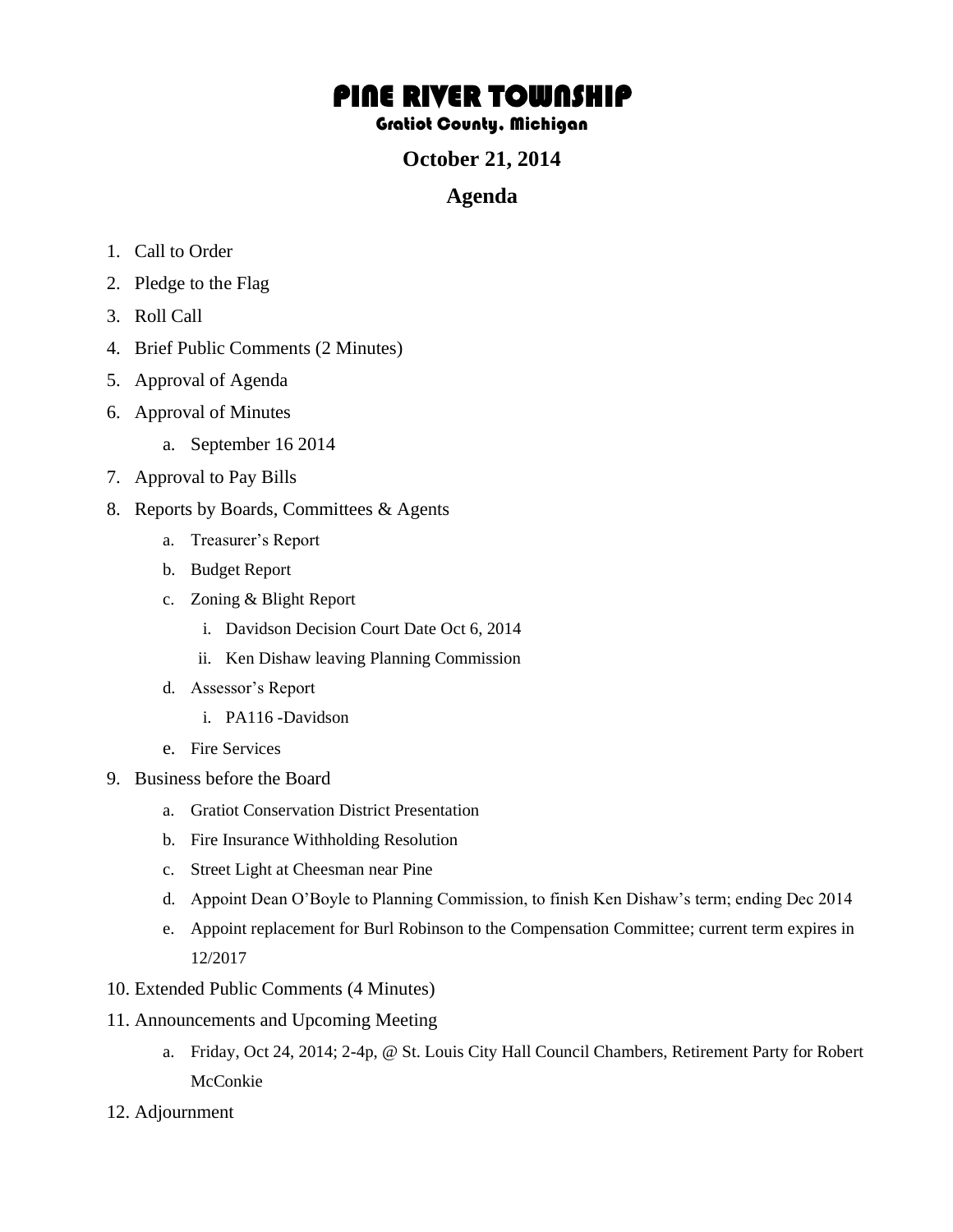# PINE RIVER TOWNSHIP

### Gratiot County, Michigan

## October 21, 2014

## Agenda

1. Call to Order
2. Pledge to the Flag
3. Roll Call
4. Brief Public Comments (2 Minutes)
5. Approval of Agenda
6. Approval of Minutes
    a. September 16 2014
7. Approval to Pay Bills
8. Reports by Boards, Committees & Agents
    a. Treasurer's Report
    b. Budget Report
    c. Zoning & Blight Report
        i. Davidson Decision Court Date Oct 6, 2014
        ii. Ken Dishaw leaving Planning Commission
    d. Assessor's Report
        i. PA116 -Davidson
    e. Fire Services
9. Business before the Board
    a. Gratiot Conservation District Presentation
    b. Fire Insurance Withholding Resolution
    c. Street Light at Cheesman near Pine
    d. Appoint Dean O'Boyle to Planning Commission, to finish Ken Dishaw's term; ending Dec 2014
    e. Appoint replacement for Burl Robinson to the Compensation Committee; current term expires in 12/2017
10. Extended Public Comments (4 Minutes)
11. Announcements and Upcoming Meeting
    a. Friday, Oct 24, 2014; 2-4p, @ St. Louis City Hall Council Chambers, Retirement Party for Robert McConkie
12. Adjournment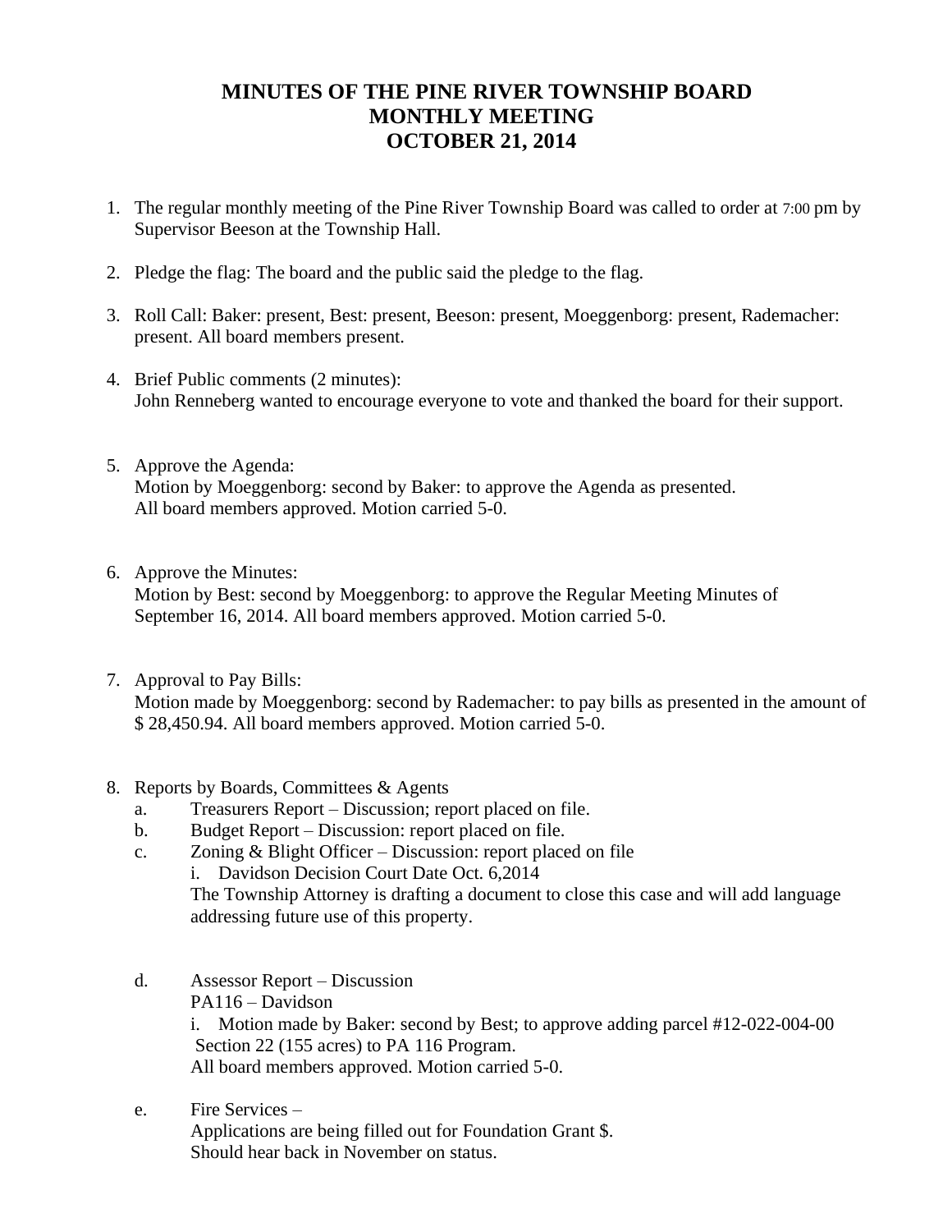# MINUTES OF THE PINE RIVER TOWNSHIP BOARD
# MONTHLY MEETING
# OCTOBER 21, 2014

1. The regular monthly meeting of the Pine River Township Board was called to order at 7:00 pm by Supervisor Beeson at the Township Hall.

2. Pledge the flag: The board and the public said the pledge to the flag.

3. Roll Call: Baker: present, Best: present, Beeson: present, Moeggenborg: present, Rademacher: present. All board members present.

4. Brief Public comments (2 minutes):
   John Renneberg wanted to encourage everyone to vote and thanked the board for their support.

5. Approve the Agenda:
   Motion by Moeggenborg: second by Baker: to approve the Agenda as presented.
   All board members approved. Motion carried 5-0.

6. Approve the Minutes:
   Motion by Best: second by Moeggenborg: to approve the Regular Meeting Minutes of September 16, 2014. All board members approved. Motion carried 5-0.

7. Approval to Pay Bills:
   Motion made by Moeggenborg: second by Rademacher: to pay bills as presented in the amount of $ 28,450.94. All board members approved. Motion carried 5-0.

8. Reports by Boards, Committees & Agents
   a. Treasurers Report – Discussion; report placed on file.
   b. Budget Report – Discussion: report placed on file.
   c. Zoning & Blight Officer – Discussion: report placed on file
      i. Davidson Decision Court Date Oct. 6,2014
      The Township Attorney is drafting a document to close this case and will add language addressing future use of this property.

   d. Assessor Report – Discussion
      PA116 – Davidson
      i. Motion made by Baker: second by Best; to approve adding parcel #12-022-004-00 Section 22 (155 acres) to PA 116 Program.
      All board members approved. Motion carried 5-0.

   e. Fire Services –
      Applications are being filled out for Foundation Grant $.
      Should hear back in November on status.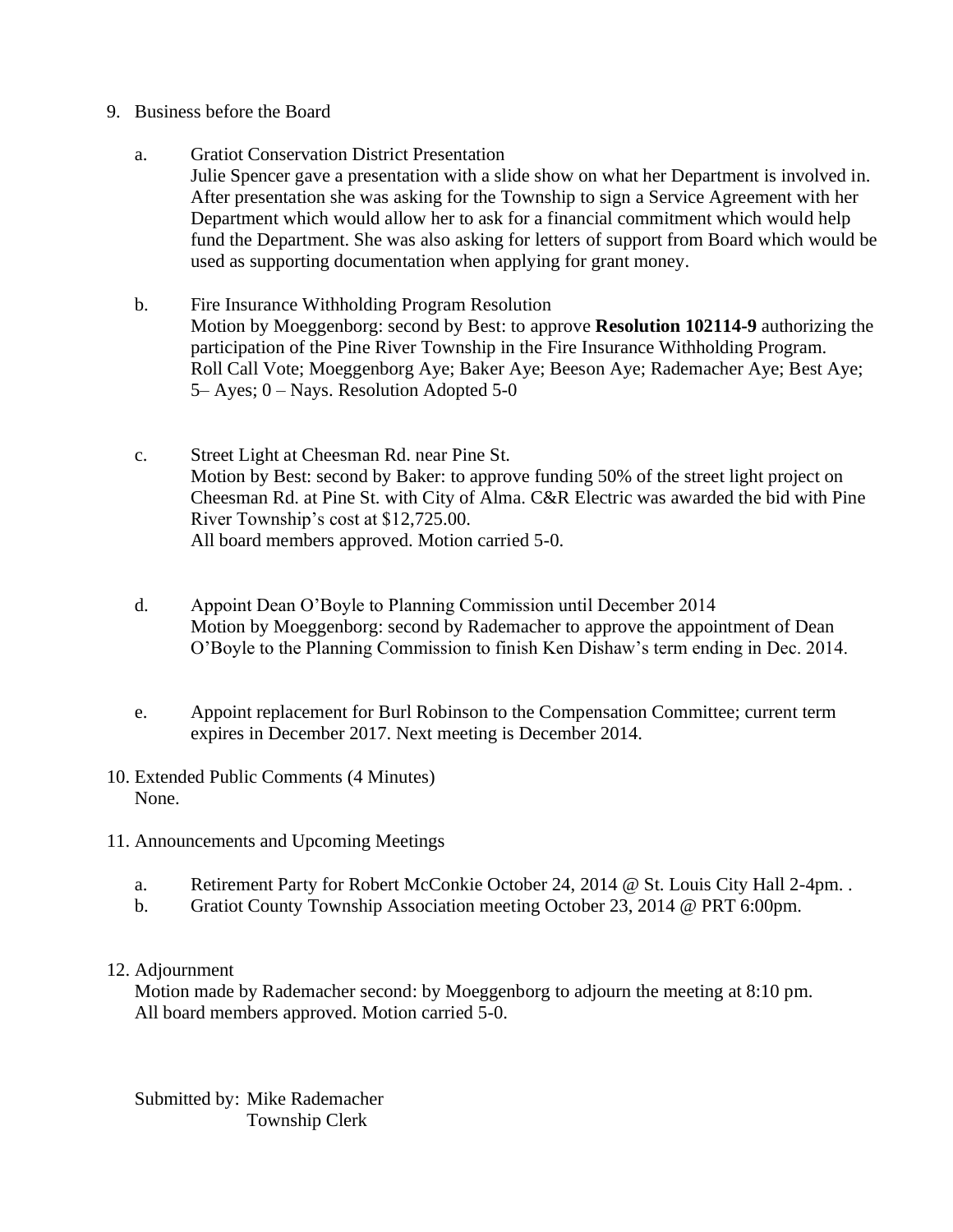9. Business before the Board

   a. Gratiot Conservation District Presentation
   Julie Spencer gave a presentation with a slide show on what her Department is involved in. After presentation she was asking for the Township to sign a Service Agreement with her Department which would allow her to ask for a financial commitment which would help fund the Department. She was also asking for letters of support from Board which would be used as supporting documentation when applying for grant money.

   b. Fire Insurance Withholding Program Resolution
   Motion by Moeggenborg: second by Best: to approve **Resolution 102114-9** authorizing the participation of the Pine River Township in the Fire Insurance Withholding Program. Roll Call Vote; Moeggenborg Aye; Baker Aye; Beeson Aye; Rademacher Aye; Best Aye; 5– Ayes; 0 – Nays. Resolution Adopted 5-0

   c. Street Light at Cheesman Rd. near Pine St.
   Motion by Best: second by Baker: to approve funding 50% of the street light project on Cheesman Rd. at Pine St. with City of Alma. C&R Electric was awarded the bid with Pine River Township's cost at $12,725.00.
   All board members approved. Motion carried 5-0.

   d. Appoint Dean O'Boyle to Planning Commission until December 2014
   Motion by Moeggenborg: second by Rademacher to approve the appointment of Dean O'Boyle to the Planning Commission to finish Ken Dishaw's term ending in Dec. 2014.

   e. Appoint replacement for Burl Robinson to the Compensation Committee; current term expires in December 2017. Next meeting is December 2014.

10. Extended Public Comments (4 Minutes)
    None.

11. Announcements and Upcoming Meetings

    a. Retirement Party for Robert McConkie October 24, 2014 @ St. Louis City Hall 2-4pm. .
    b. Gratiot County Township Association meeting October 23, 2014 @ PRT 6:00pm.

12. Adjournment
    Motion made by Rademacher second: by Moeggenborg to adjourn the meeting at 8:10 pm.
    All board members approved. Motion carried 5-0.

Submitted by: Mike Rademacher
Township Clerk